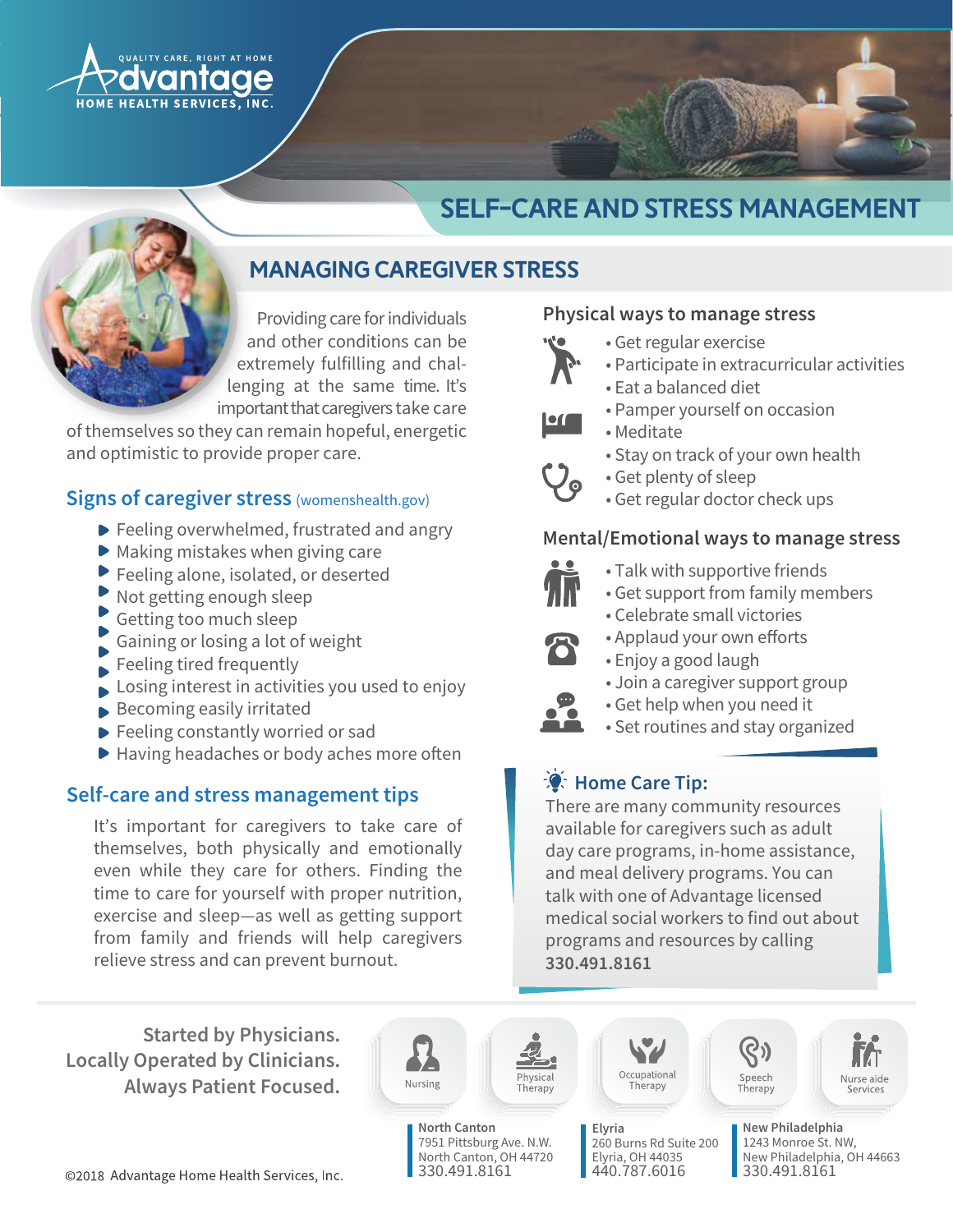Advantage
QUALITY CARE, RIGHT AT HOME
HOME HEALTH SERVICES, INC.

# SELF-CARE AND STRESS MANAGEMENT

## MANAGING CAREGIVER STRESS

Providing care for individuals and other conditions can be extremely fulfilling and challenging at the same time. It's important that caregivers take care of themselves so they can remain hopeful, energetic and optimistic to provide proper care.

### Signs of caregiver stress (womenshealth.gov)

- Feeling overwhelmed, frustrated and angry
- Making mistakes when giving care
- Feeling alone, isolated, or deserted
- Not getting enough sleep
- Getting too much sleep
- Gaining or losing a lot of weight
- Feeling tired frequently
- Losing interest in activities you used to enjoy
- Becoming easily irritated
- Feeling constantly worried or sad
- Having headaches or body aches more often

### Self-care and stress management tips

It's important for caregivers to take care of themselves, both physically and emotionally even while they care for others. Finding the time to care for yourself with proper nutrition, exercise and sleep—as well as getting support from family and friends will help caregivers relieve stress and can prevent burnout.

### Physical ways to manage stress

- Get regular exercise
- Participate in extracurricular activities
- Eat a balanced diet
- Pamper yourself on occasion
- Meditate
- Stay on track of your own health
- Get plenty of sleep
- Get regular doctor check ups

### Mental/Emotional ways to manage stress

- Talk with supportive friends
- Get support from family members
- Celebrate small victories
- Applaud your own efforts
- Enjoy a good laugh
- Join a caregiver support group
- Get help when you need it
- Set routines and stay organized

### Home Care Tip:

There are many community resources available for caregivers such as adult day care programs, in-home assistance, and meal delivery programs. You can talk with one of Advantage licensed medical social workers to find out about programs and resources by calling **330.491.8161**

**Started by Physicians.
Locally Operated by Clinicians.
Always Patient Focused.**

Nursing | Physical Therapy | Occupational Therapy | Speech Therapy | Nurse aide Services

**North Canton**
7951 Pittsburg Ave. N.W.
North Canton, OH 44720
330.491.8161

**Elyria**
260 Burns Rd Suite 200
Elyria, OH 44035
440.787.6016

**New Philadelphia**
1243 Monroe St. NW,
New Philadelphia, OH 44663
330.491.8161

©2018 Advantage Home Health Services, Inc.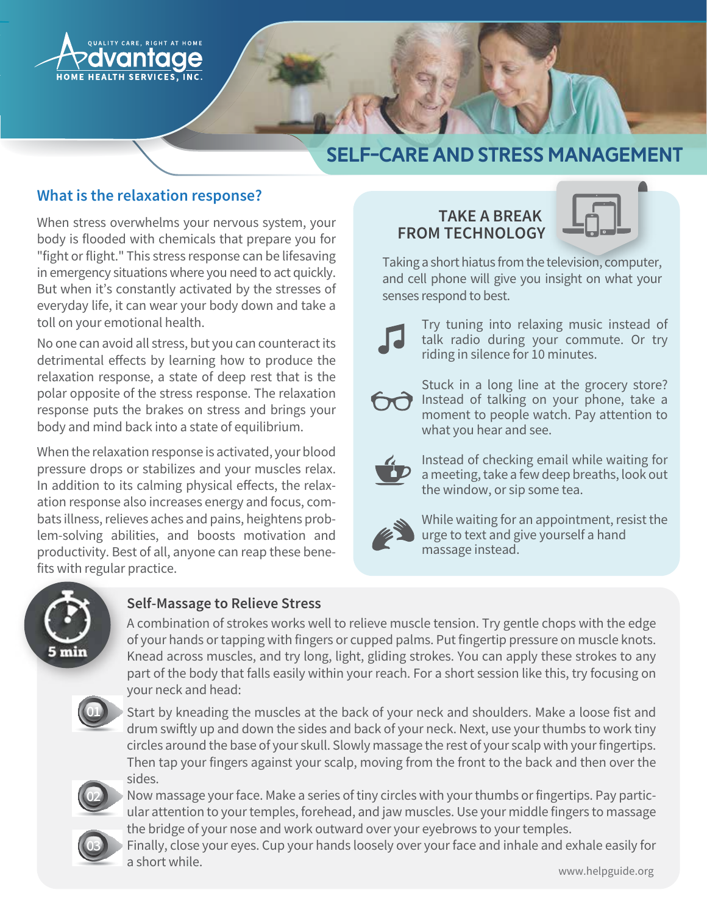QUALITY CARE, RIGHT AT HOME

Advantage

HOME HEALTH SERVICES, INC.

# SELF-CARE AND STRESS MANAGEMENT

## What is the relaxation response?

When stress overwhelms your nervous system, your body is flooded with chemicals that prepare you for "fight or flight." This stress response can be lifesaving in emergency situations where you need to act quickly. But when it's constantly activated by the stresses of everyday life, it can wear your body down and take a toll on your emotional health.

No one can avoid all stress, but you can counteract its detrimental effects by learning how to produce the relaxation response, a state of deep rest that is the polar opposite of the stress response. The relaxation response puts the brakes on stress and brings your body and mind back into a state of equilibrium.

When the relaxation response is activated, your blood pressure drops or stabilizes and your muscles relax. In addition to its calming physical effects, the relaxation response also increases energy and focus, combats illness, relieves aches and pains, heightens problem-solving abilities, and boosts motivation and productivity. Best of all, anyone can reap these benefits with regular practice.

## TAKE A BREAK FROM TECHNOLOGY

Taking a short hiatus from the television, computer, and cell phone will give you insight on what your senses respond to best.

- Try tuning into relaxing music instead of talk radio during your commute. Or try riding in silence for 10 minutes.
- Stuck in a long line at the grocery store? Instead of talking on your phone, take a moment to people watch. Pay attention to what you hear and see.
- Instead of checking email while waiting for a meeting, take a few deep breaths, look out the window, or sip some tea.
- While waiting for an appointment, resist the urge to text and give yourself a hand massage instead.

### Self-Massage to Relieve Stress

5 min

A combination of strokes works well to relieve muscle tension. Try gentle chops with the edge of your hands or tapping with fingers or cupped palms. Put fingertip pressure on muscle knots. Knead across muscles, and try long, light, gliding strokes. You can apply these strokes to any part of the body that falls easily within your reach. For a short session like this, try focusing on your neck and head:

01 Start by kneading the muscles at the back of your neck and shoulders. Make a loose fist and drum swiftly up and down the sides and back of your neck. Next, use your thumbs to work tiny circles around the base of your skull. Slowly massage the rest of your scalp with your fingertips. Then tap your fingers against your scalp, moving from the front to the back and then over the sides.

02 Now massage your face. Make a series of tiny circles with your thumbs or fingertips. Pay particular attention to your temples, forehead, and jaw muscles. Use your middle fingers to massage the bridge of your nose and work outward over your eyebrows to your temples.

03 Finally, close your eyes. Cup your hands loosely over your face and inhale and exhale easily for a short while.

www.helpguide.org